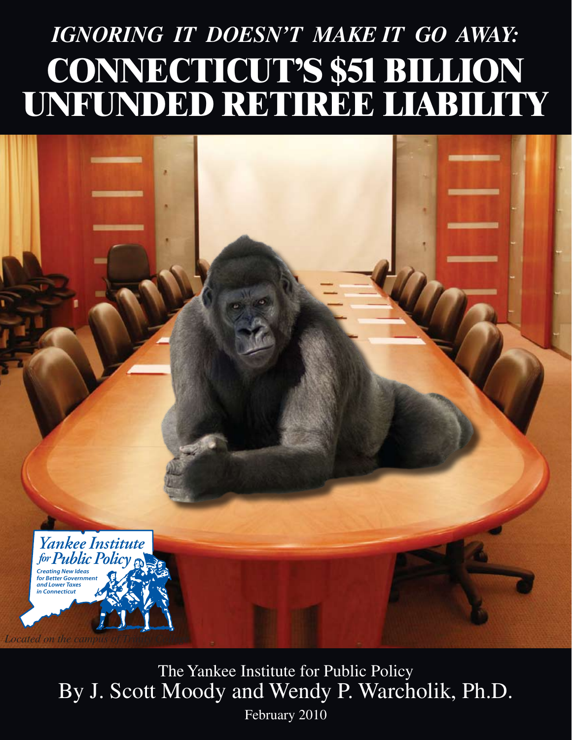# *IGNORING IT DOESN'T MAKE IT GO AWAY:*
# CONNECTICUT'S $51 BILLION UNFUNDED RETIREE LIABILITY

Yankee Institute *for* Public Policy

*Creating New Ideas for Better Government and Lower Taxes in Connecticut*

*Located on the campus of Trinity College*

The Yankee Institute for Public Policy

By J. Scott Moody and Wendy P. Warcholik, Ph.D.

February 2010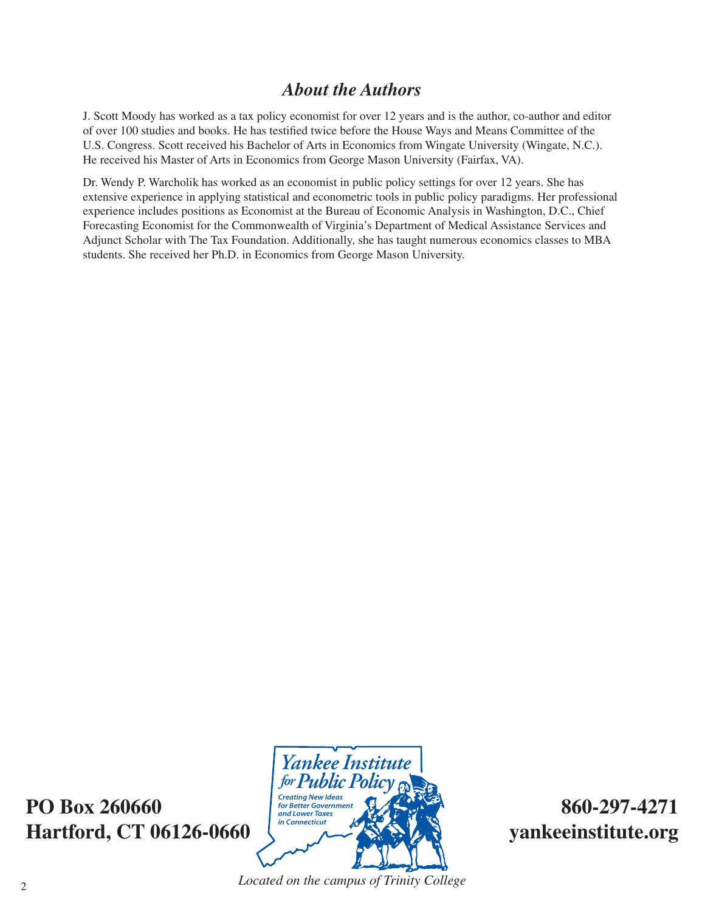## *About the Authors*

J. Scott Moody has worked as a tax policy economist for over 12 years and is the author, co-author and editor of over 100 studies and books. He has testified twice before the House Ways and Means Committee of the U.S. Congress. Scott received his Bachelor of Arts in Economics from Wingate University (Wingate, N.C.). He received his Master of Arts in Economics from George Mason University (Fairfax, VA).

Dr. Wendy P. Warcholik has worked as an economist in public policy settings for over 12 years. She has extensive experience in applying statistical and econometric tools in public policy paradigms. Her professional experience includes positions as Economist at the Bureau of Economic Analysis in Washington, D.C., Chief Forecasting Economist for the Commonwealth of Virginia's Department of Medical Assistance Services and Adjunct Scholar with The Tax Foundation. Additionally, she has taught numerous economics classes to MBA students. She received her Ph.D. in Economics from George Mason University.

**PO Box 260660**
**Hartford, CT 06126-0660**

Yankee Institute *for* Public Policy

*Creating New Ideas for Better Government and Lower Taxes in Connecticut*

**860-297-4271**
**yankeeinstitute.org**

*Located on the campus of Trinity College*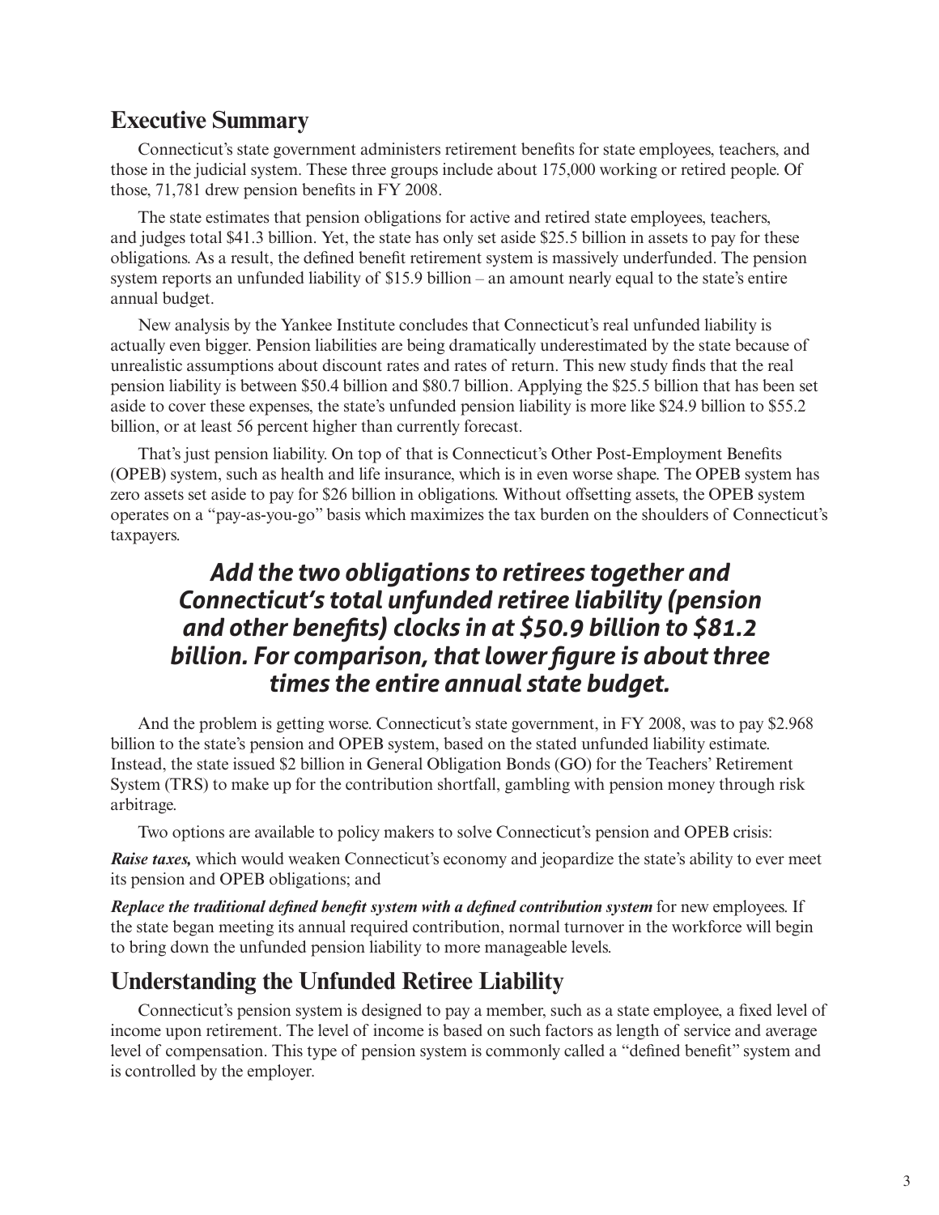## Executive Summary

Connecticut's state government administers retirement benefits for state employees, teachers, and those in the judicial system. These three groups include about 175,000 working or retired people. Of those, 71,781 drew pension benefits in FY 2008.

The state estimates that pension obligations for active and retired state employees, teachers, and judges total $41.3 billion. Yet, the state has only set aside $25.5 billion in assets to pay for these obligations. As a result, the defined benefit retirement system is massively underfunded. The pension system reports an unfunded liability of $15.9 billion – an amount nearly equal to the state's entire annual budget.

New analysis by the Yankee Institute concludes that Connecticut's real unfunded liability is actually even bigger. Pension liabilities are being dramatically underestimated by the state because of unrealistic assumptions about discount rates and rates of return. This new study finds that the real pension liability is between $50.4 billion and $80.7 billion. Applying the $25.5 billion that has been set aside to cover these expenses, the state's unfunded pension liability is more like $24.9 billion to $55.2 billion, or at least 56 percent higher than currently forecast.

That's just pension liability. On top of that is Connecticut's Other Post-Employment Benefits (OPEB) system, such as health and life insurance, which is in even worse shape. The OPEB system has zero assets set aside to pay for $26 billion in obligations. Without offsetting assets, the OPEB system operates on a "pay-as-you-go" basis which maximizes the tax burden on the shoulders of Connecticut's taxpayers.

> ***Add the two obligations to retirees together and Connecticut's total unfunded retiree liability (pension and other benefits) clocks in at $50.9 billion to $81.2 billion. For comparison, that lower figure is about three times the entire annual state budget.***

And the problem is getting worse. Connecticut's state government, in FY 2008, was to pay $2.968 billion to the state's pension and OPEB system, based on the stated unfunded liability estimate. Instead, the state issued $2 billion in General Obligation Bonds (GO) for the Teachers' Retirement System (TRS) to make up for the contribution shortfall, gambling with pension money through risk arbitrage.

Two options are available to policy makers to solve Connecticut's pension and OPEB crisis:

***Raise taxes,*** which would weaken Connecticut's economy and jeopardize the state's ability to ever meet its pension and OPEB obligations; and

***Replace the traditional defined benefit system with a defined contribution system*** for new employees. If the state began meeting its annual required contribution, normal turnover in the workforce will begin to bring down the unfunded pension liability to more manageable levels.

## Understanding the Unfunded Retiree Liability

Connecticut's pension system is designed to pay a member, such as a state employee, a fixed level of income upon retirement. The level of income is based on such factors as length of service and average level of compensation. This type of pension system is commonly called a "defined benefit" system and is controlled by the employer.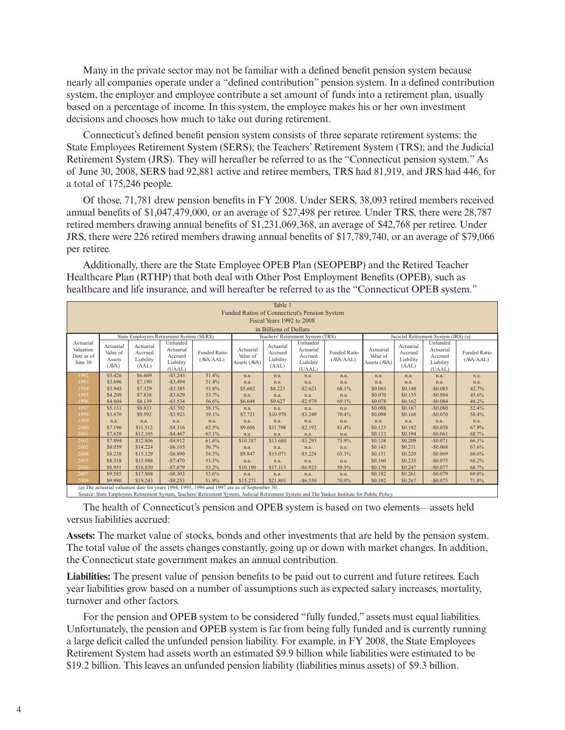Many in the private sector may not be familiar with a defined benefit pension system because nearly all companies operate under a "defined contribution" pension system. In a defined contribution system, the employer and employee contribute a set amount of funds into a retirement plan, usually based on a percentage of income. In this system, the employee makes his or her own investment decisions and chooses how much to take out during retirement.

Connecticut's defined benefit pension system consists of three separate retirement systems: the State Employees Retirement System (SERS); the Teachers' Retirement System (TRS); and the Judicial Retirement System (JRS). They will hereafter be referred to as the "Connecticut pension system." As of June 30, 2008, SERS had 92,881 active and retiree members, TRS had 81,919, and JRS had 446, for a total of 175,246 people.

Of those, 71,781 drew pension benefits in FY 2008. Under SERS, 38,093 retired members received annual benefits of $1,047,479,000, or an average of $27,498 per retiree. Under TRS, there were 28,787 retired members drawing annual benefits of $1,231,069,368, an average of $42,768 per retiree. Under JRS, there were 226 retired members drawing annual benefits of $17,789,740, or an average of $79,066 per retiree.

Additionally, there are the State Employee OPEB Plan (SEOPEBP) and the Retired Teacher Healthcare Plan (RTHP) that both deal with Other Post Employment Benefits (OPEB), such as healthcare and life insurance, and will hereafter be referred to as the "Connecticut OPEB system."

Table 1
Funded Ratios of Connecticut's Pension System
Fiscal Years 1992 to 2008
in Billions of Dollars

| | State Employees Retirement System (SERS) | | | | Teachers' Retirement System (TRS) | | | | Jucicial Retirement System (JRS) (a) | | | |
|---|---|---|---|---|---|---|---|---|---|---|---|---|
| Actuarial Valuation Date as of June 30 | Actuarial Value of Assets (AVA) | Actuarial Accrued Liability (AAL) | Unfunded Actuarial Accrued Liability (UAAL) | Funded Ratio (AVA/AAL) | Actuarial Value of Assets (AVA) | Actuarial Accrued Liability (AAL) | Unfunded Actuarial Accrued Liability (UAAL) | Funded Ratio (AVA/AAL) | Actuarial Value of Assets (AVA) | Actuarial Accrued Liability (AAL) | Unfunded Actuarial Accrued Liability (UAAL) | Funded Ratio (AVA/AAL) |
| 1992 | $3.426 | $6.669 | -$3.243 | 51.4% | n.a. | n.a. | n.a. | n.a. | n.a. | n.a. | n.a. | n.a. |
| 1993 | $3.696 | $7.190 | -$3.494 | 51.4% | n.a. | n.a. | n.a. | n.a. | n.a. | n.a. | n.a. | n.a. |
| 1994 | $3.945 | $7.329 | -$3.385 | 53.8% | $5.602 | $8.223 | -$2.621 | 68.1% | $0.063 | $0.148 | -$0.085 | 42.7% |
| 1995 | $4.209 | $7.838 | -$3.629 | 53.7% | n.a. | n.a. | n.a. | n.a. | $0.070 | $0.155 | -$0.084 | 45.6% |
| 1996 | $4.604 | $8.139 | -$3.534 | 56.6% | $6.648 | $9.627 | -$2.979 | 69.1% | $0.078 | $0.162 | -$0.084 | 48.2% |
| 1997 | $5.131 | $8.833 | -$3.702 | 58.1% | n.a. | n.a. | n.a. | n.a. | $0.088 | $0.167 | -$0.080 | 52.4% |
| 1998 | $5.670 | $9.592 | -$3.923 | 59.1% | $7.721 | $10.970 | -$3.249 | 70.4% | $0.098 | $0.168 | -$0.070 | 58.4% |
| 1999 | n.a. | n.a. | n.a. | n.a. | n.a. | n.a. | n.a. | n.a. | n.a. | n.a. | n.a. | n.a. |
| 2000 | $7.196 | $11.512 | -$4.316 | 62.5% | $9.606 | $11.798 | -$2.192 | 81.4% | $0.123 | $0.182 | -$0.058 | 67.9% |
| 2001 | $7.639 | $12.105 | -$4.467 | 63.1% | n.a. | n.a. | n.a. | n.a. | $0.133 | $0.194 | -$0.061 | 68.7% |
| 2002 | $7.894 | $12.806 | -$4.912 | 61.6% | $10.387 | $13.680 | -$3.293 | 75.9% | $0.138 | $0.209 | -$0.071 | 66.1% |
| 2003 | $8.059 | $14.224 | -$6.165 | 56.7% | n.a. | n.a. | n.a. | n.a. | $0.143 | $0.211 | -$0.068 | 67.6% |
| 2004 | $8.238 | $15.129 | -$6.890 | 54.5% | $9.847 | $15.071 | -$5.224 | 65.3% | $0.151 | $0.220 | -$0.069 | 68.6% |
| 2005 | $8.518 | $15.988 | -$7.470 | 53.3% | n.a. | n.a. | n.a. | n.a. | $0.160 | $0.235 | -$0.075 | 68.2% |
| 2006 | $8.951 | $16.830 | -$7.879 | 53.2% | $10.190 | $17.113 | -$6.923 | 59.5% | $0.170 | $0.247 | -$0.077 | 68.7% |
| 2007 | $9.585 | $17.888 | -$8.303 | 53.6% | n.a. | n.a. | n.a. | n.a. | $0.182 | $0.261 | -$0.079 | 69.8% |
| 2008 | $9.990 | $19.243 | -$9.253 | 51.9% | $15.271 | $21.801 | -$6.530 | 70.0% | $0.192 | $0.267 | -$0.075 | 71.8% |

(a) The actuarial valuation date for years 1994, 1995, 1996 and 1997 are as of September 30.
Source: State Employees Retirement System, Teachers' Retirement System, Judicial Retirement System and The Yankee Institute for Public Policy.

The health of Connecticut's pension and OPEB system is based on two elements—assets held versus liabilities accrued:

**Assets:** The market value of stocks, bonds and other investments that are held by the pension system. The total value of the assets changes constantly, going up or down with market changes. In addition, the Connecticut state government makes an annual contribution.

**Liabilities:** The present value of pension benefits to be paid out to current and future retirees. Each year liabilities grow based on a number of assumptions such as expected salary increases, mortality, turnover and other factors.

For the pension and OPEB system to be considered "fully funded," assets must equal liabilities. Unfortunately, the pension and OPEB system is far from being fully funded and is currently running a large deficit called the unfunded pension liability. For example, in FY 2008, the State Employees Retirement System had assets worth an estimated $9.9 billion while liabilities were estimated to be $19.2 billion. This leaves an unfunded pension liability (liabilities minus assets) of $9.3 billion.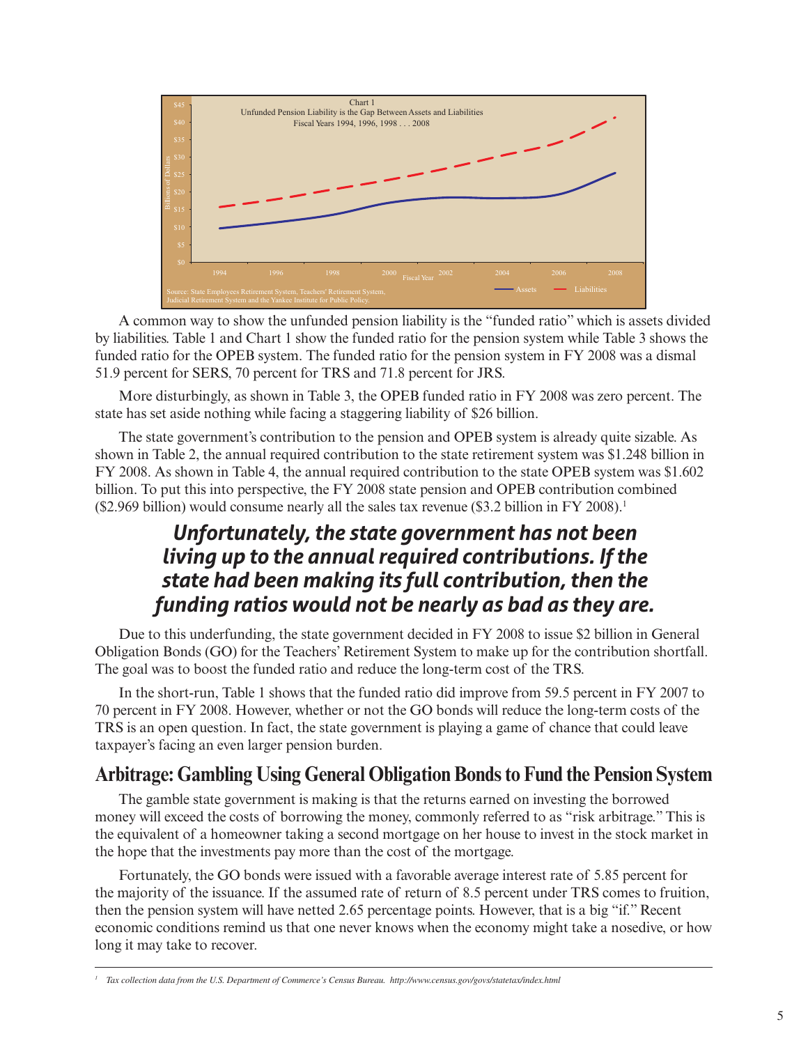Chart 1
Unfunded Pension Liability is the Gap Between Assets and Liabilities
Fiscal Years 1994, 1996, 1998 . . . 2008

Source: State Employees Retirement System, Teachers' Retirement System, Judicial Retirement System and the Yankee Institute for Public Policy.

A common way to show the unfunded pension liability is the "funded ratio" which is assets divided by liabilities. Table 1 and Chart 1 show the funded ratio for the pension system while Table 3 shows the funded ratio for the OPEB system. The funded ratio for the pension system in FY 2008 was a dismal 51.9 percent for SERS, 70 percent for TRS and 71.8 percent for JRS.

More disturbingly, as shown in Table 3, the OPEB funded ratio in FY 2008 was zero percent. The state has set aside nothing while facing a staggering liability of $26 billion.

The state government's contribution to the pension and OPEB system is already quite sizable. As shown in Table 2, the annual required contribution to the state retirement system was $1.248 billion in FY 2008. As shown in Table 4, the annual required contribution to the state OPEB system was $1.602 billion. To put this into perspective, the FY 2008 state pension and OPEB contribution combined ($2.969 billion) would consume nearly all the sales tax revenue ($3.2 billion in FY 2008).[1]

***Unfortunately, the state government has not been living up to the annual required contributions. If the state had been making its full contribution, then the funding ratios would not be nearly as bad as they are.***

Due to this underfunding, the state government decided in FY 2008 to issue $2 billion in General Obligation Bonds (GO) for the Teachers' Retirement System to make up for the contribution shortfall. The goal was to boost the funded ratio and reduce the long-term cost of the TRS.

In the short-run, Table 1 shows that the funded ratio did improve from 59.5 percent in FY 2007 to 70 percent in FY 2008. However, whether or not the GO bonds will reduce the long-term costs of the TRS is an open question. In fact, the state government is playing a game of chance that could leave taxpayer's facing an even larger pension burden.

## Arbitrage: Gambling Using General Obligation Bonds to Fund the Pension System

The gamble state government is making is that the returns earned on investing the borrowed money will exceed the costs of borrowing the money, commonly referred to as "risk arbitrage." This is the equivalent of a homeowner taking a second mortgage on her house to invest in the stock market in the hope that the investments pay more than the cost of the mortgage.

Fortunately, the GO bonds were issued with a favorable average interest rate of 5.85 percent for the majority of the issuance. If the assumed rate of return of 8.5 percent under TRS comes to fruition, then the pension system will have netted 2.65 percentage points. However, that is a big "if." Recent economic conditions remind us that one never knows when the economy might take a nosedive, or how long it may take to recover.

---

[1] *Tax collection data from the U.S. Department of Commerce's Census Bureau. http://www.census.gov/govs/statetax/index.html*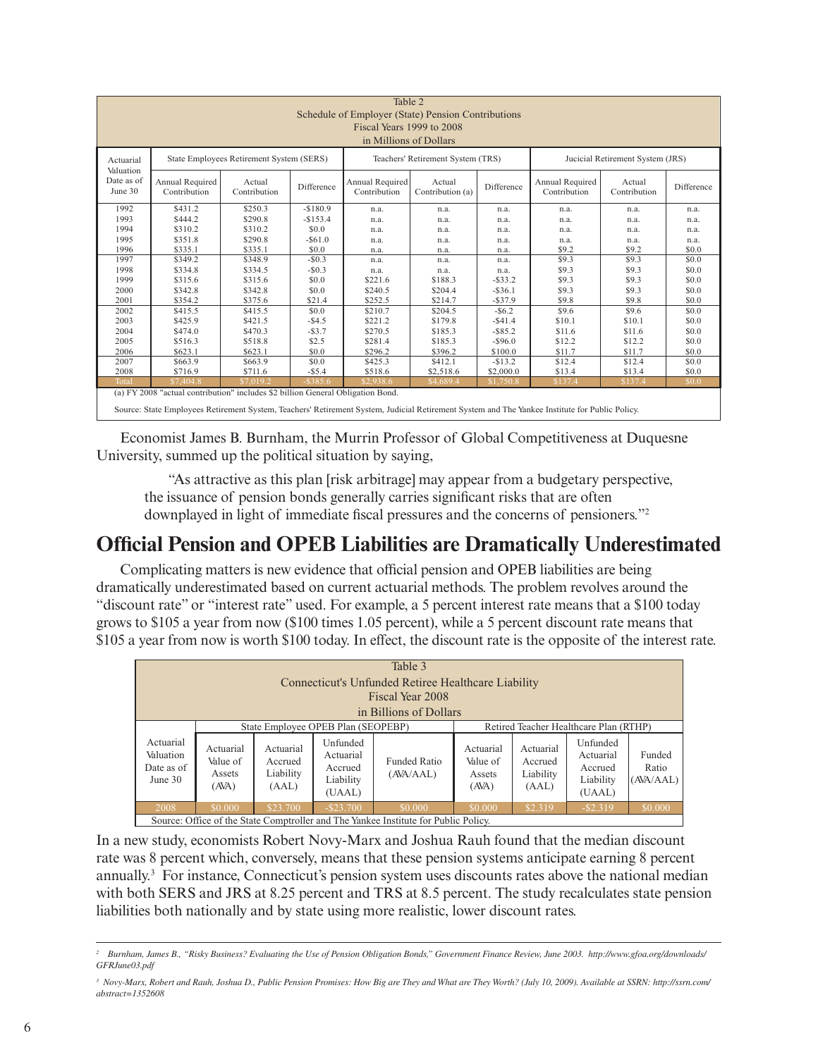| Table 2<br>Schedule of Employer (State) Pension Contributions<br>Fiscal Years 1999 to 2008<br>in Millions of Dollars | | | | | | | | | |
|---|---|---|---|---|---|---|---|---|---|
| Actuarial Valuation Date as of June 30 | State Employees Retirement System (SERS) | | | Teachers' Retirement System (TRS) | | | Jucicial Retirement System (JRS) | | |
| | Annual Required Contribution | Actual Contribution | Difference | Annual Required Contribution | Actual Contribution (a) | Difference | Annual Required Contribution | Actual Contribution | Difference |
| 1992 | $431.2 | $250.3 | -$180.9 | n.a. | n.a. | n.a. | n.a. | n.a. | n.a. |
| 1993 | $444.2 | $290.8 | -$153.4 | n.a. | n.a. | n.a. | n.a. | n.a. | n.a. |
| 1994 | $310.2 | $310.2 | $0.0 | n.a. | n.a. | n.a. | n.a. | n.a. | n.a. |
| 1995 | $351.8 | $290.8 | -$61.0 | n.a. | n.a. | n.a. | n.a. | n.a. | n.a. |
| 1996 | $335.1 | $335.1 | $0.0 | n.a. | n.a. | n.a. | $9.2 | $9.2 | $0.0 |
| 1997 | $349.2 | $348.9 | -$0.3 | n.a. | n.a. | n.a. | $9.3 | $9.3 | $0.0 |
| 1998 | $334.8 | $334.5 | -$0.3 | n.a. | n.a. | n.a. | $9.3 | $9.3 | $0.0 |
| 1999 | $315.6 | $315.6 | $0.0 | $221.6 | $188.3 | -$33.2 | $9.3 | $9.3 | $0.0 |
| 2000 | $342.8 | $342.8 | $0.0 | $240.5 | $204.4 | -$36.1 | $9.3 | $9.3 | $0.0 |
| 2001 | $354.2 | $375.6 | $21.4 | $252.5 | $214.7 | -$37.9 | $9.8 | $9.8 | $0.0 |
| 2002 | $415.5 | $415.5 | $0.0 | $210.7 | $204.5 | -$6.2 | $9.6 | $9.6 | $0.0 |
| 2003 | $425.9 | $421.5 | -$4.5 | $221.2 | $179.8 | -$41.4 | $10.1 | $10.1 | $0.0 |
| 2004 | $474.0 | $470.3 | -$3.7 | $270.5 | $185.3 | -$85.2 | $11.6 | $11.6 | $0.0 |
| 2005 | $516.3 | $518.8 | $2.5 | $281.4 | $185.3 | -$96.0 | $12.2 | $12.2 | $0.0 |
| 2006 | $623.1 | $623.1 | $0.0 | $296.2 | $396.2 | $100.0 | $11.7 | $11.7 | $0.0 |
| 2007 | $663.9 | $663.9 | $0.0 | $425.3 | $412.1 | -$13.2 | $12.4 | $12.4 | $0.0 |
| 2008 | $716.9 | $711.6 | -$5.4 | $518.6 | $2,518.6 | $2,000.0 | $13.4 | $13.4 | $0.0 |
| Total | $7,404.8 | $7,019.2 | -$385.6 | $2,938.6 | $4,689.4 | $1,750.8 | $137.4 | $137.4 | $0.0 |

(a) FY 2008 "actual contribution" includes $2 billion General Obligation Bond.

Source: State Employees Retirement System, Teachers' Retirement System, Judicial Retirement System and The Yankee Institute for Public Policy.

Economist James B. Burnham, the Murrin Professor of Global Competitiveness at Duquesne University, summed up the political situation by saying,

> "As attractive as this plan [risk arbitrage] may appear from a budgetary perspective, the issuance of pension bonds generally carries significant risks that are often downplayed in light of immediate fiscal pressures and the concerns of pensioners."[2]

## Official Pension and OPEB Liabilities are Dramatically Underestimated

Complicating matters is new evidence that official pension and OPEB liabilities are being dramatically underestimated based on current actuarial methods. The problem revolves around the "discount rate" or "interest rate" used. For example, a 5 percent interest rate means that a $100 today grows to $105 a year from now ($100 times 1.05 percent), while a 5 percent discount rate means that $105 a year from now is worth $100 today. In effect, the discount rate is the opposite of the interest rate.

| Table 3<br>Connecticut's Unfunded Retiree Healthcare Liability<br>Fiscal Year 2008<br>in Billions of Dollars | | | | | | | | |
|---|---|---|---|---|---|---|---|---|
| Actuarial Valuation Date as of June 30 | State Employee OPEB Plan (SEOPEBP) | | | | Retired Teacher Healthcare Plan (RTHP) | | | |
| | Actuarial Value of Assets (AVA) | Actuarial Accrued Liability (AAL) | Unfunded Actuarial Accrued Liability (UAAL) | Funded Ratio (AVA/AAL) | Actuarial Value of Assets (AVA) | Actuarial Accrued Liability (AAL) | Unfunded Actuarial Accrued Liability (UAAL) | Funded Ratio (AVA/AAL) |
| 2008 | $0.000 | $23.700 | -$23.700 | $0.000 | $0.000 | $2.319 | -$2.319 | $0.000 |

Source: Office of the State Comptroller and The Yankee Institute for Public Policy.

In a new study, economists Robert Novy-Marx and Joshua Rauh found that the median discount rate was 8 percent which, conversely, means that these pension systems anticipate earning 8 percent annually.[3] For instance, Connecticut's pension system uses discounts rates above the national median with both SERS and JRS at 8.25 percent and TRS at 8.5 percent. The study recalculates state pension liabilities both nationally and by state using more realistic, lower discount rates.

---

[2] *Burnham, James B., "Risky Business? Evaluating the Use of Pension Obligation Bonds," Government Finance Review, June 2003. http://www.gfoa.org/downloads/GFRJune03.pdf*

[3] *Novy-Marx, Robert and Rauh, Joshua D., Public Pension Promises: How Big are They and What are They Worth? (July 10, 2009). Available at SSRN: http://ssrn.com/abstract=1352608*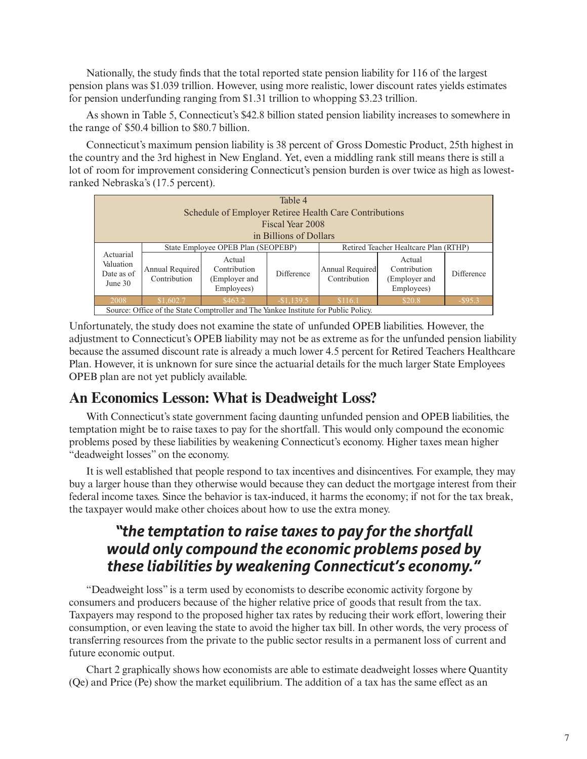Nationally, the study finds that the total reported state pension liability for 116 of the largest pension plans was $1.039 trillion. However, using more realistic, lower discount rates yields estimates for pension underfunding ranging from $1.31 trillion to whopping $3.23 trillion.

As shown in Table 5, Connecticut's $42.8 billion stated pension liability increases to somewhere in the range of $50.4 billion to $80.7 billion.

Connecticut's maximum pension liability is 38 percent of Gross Domestic Product, 25th highest in the country and the 3rd highest in New England. Yet, even a middling rank still means there is still a lot of room for improvement considering Connecticut's pension burden is over twice as high as lowest-ranked Nebraska's (17.5 percent).

Table 4
Schedule of Employer Retiree Health Care Contributions
Fiscal Year 2008
in Billions of Dollars

| Actuarial Valuation Date as of June 30 | State Employee OPEB Plan (SEOPEBP) | | | Retired Teacher Healtcare Plan (RTHP) | | |
|---|---|---|---|---|---|---|
| | Annual Required Contribution | Actual Contribution (Employer and Employees) | Difference | Annual Required Contribution | Actual Contribution (Employer and Employees) | Difference |
| 2008 | $1,602.7 | $463.2 | -$1,139.5 | $116.1 | $20.8 | -$95.3 |

Source: Office of the State Comptroller and The Yankee Institute for Public Policy.

Unfortunately, the study does not examine the state of unfunded OPEB liabilities. However, the adjustment to Connecticut's OPEB liability may not be as extreme as for the unfunded pension liability because the assumed discount rate is already a much lower 4.5 percent for Retired Teachers Healthcare Plan. However, it is unknown for sure since the actuarial details for the much larger State Employees OPEB plan are not yet publicly available.

## An Economics Lesson: What is Deadweight Loss?

With Connecticut's state government facing daunting unfunded pension and OPEB liabilities, the temptation might be to raise taxes to pay for the shortfall. This would only compound the economic problems posed by these liabilities by weakening Connecticut's economy. Higher taxes mean higher "deadweight losses" on the economy.

It is well established that people respond to tax incentives and disincentives. For example, they may buy a larger house than they otherwise would because they can deduct the mortgage interest from their federal income taxes. Since the behavior is tax-induced, it harms the economy; if not for the tax break, the taxpayer would make other choices about how to use the extra money.

> ***"the temptation to raise taxes to pay for the shortfall would only compound the economic problems posed by these liabilities by weakening Connecticut's economy."***

"Deadweight loss" is a term used by economists to describe economic activity forgone by consumers and producers because of the higher relative price of goods that result from the tax. Taxpayers may respond to the proposed higher tax rates by reducing their work effort, lowering their consumption, or even leaving the state to avoid the higher tax bill. In other words, the very process of transferring resources from the private to the public sector results in a permanent loss of current and future economic output.

Chart 2 graphically shows how economists are able to estimate deadweight losses where Quantity (Qe) and Price (Pe) show the market equilibrium. The addition of a tax has the same effect as an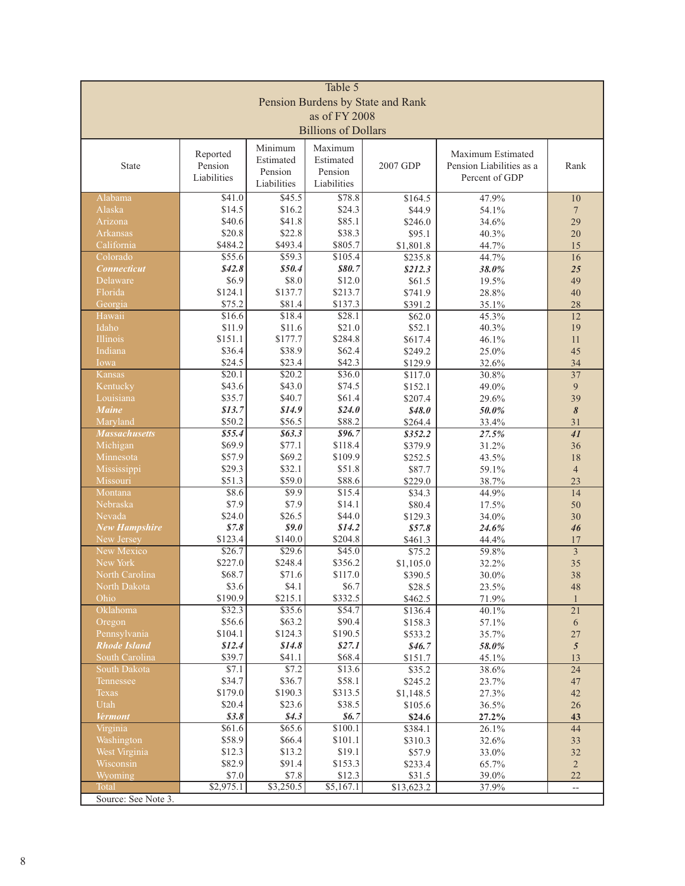**Table 5**
**Pension Burdens by State and Rank**
**as of FY 2008**
**Billions of Dollars**

| State | Reported Pension Liabilities | Minimum Estimated Pension Liabilities | Maximum Estimated Pension Liabilities | 2007 GDP | Maximum Estimated Pension Liabilities as a Percent of GDP | Rank |
|---|---|---|---|---|---|---|
| Alabama | $41.0 | $45.5 | $78.8 | $164.5 | 47.9% | 10 |
| Alaska | $14.5 | $16.2 | $24.3 | $44.9 | 54.1% | 7 |
| Arizona | $40.6 | $41.8 | $85.1 | $246.0 | 34.6% | 29 |
| Arkansas | $20.8 | $22.8 | $38.3 | $95.1 | 40.3% | 20 |
| California | $484.2 | $493.4 | $805.7 | $1,801.8 | 44.7% | 15 |
| Colorado | $55.6 | $59.3 | $105.4 | $235.8 | 44.7% | 16 |
| ***Connecticut*** | ***$42.8*** | ***$50.4*** | ***$80.7*** | ***$212.3*** | ***38.0%*** | ***25*** |
| Delaware | $6.9 | $8.0 | $12.0 | $61.5 | 19.5% | 49 |
| Florida | $124.1 | $137.7 | $213.7 | $741.9 | 28.8% | 40 |
| Georgia | $75.2 | $81.4 | $137.3 | $391.2 | 35.1% | 28 |
| Hawaii | $16.6 | $18.4 | $28.1 | $62.0 | 45.3% | 12 |
| Idaho | $11.9 | $11.6 | $21.0 | $52.1 | 40.3% | 19 |
| Illinois | $151.1 | $177.7 | $284.8 | $617.4 | 46.1% | 11 |
| Indiana | $36.4 | $38.9 | $62.4 | $249.2 | 25.0% | 45 |
| Iowa | $24.5 | $23.4 | $42.3 | $129.9 | 32.6% | 34 |
| Kansas | $20.1 | $20.2 | $36.0 | $117.0 | 30.8% | 37 |
| Kentucky | $43.6 | $43.0 | $74.5 | $152.1 | 49.0% | 9 |
| Louisiana | $35.7 | $40.7 | $61.4 | $207.4 | 29.6% | 39 |
| ***Maine*** | ***$13.7*** | ***$14.9*** | ***$24.0*** | ***$48.0*** | ***50.0%*** | ***8*** |
| Maryland | $50.2 | $56.5 | $88.2 | $264.4 | 33.4% | 31 |
| ***Massachusetts*** | ***$55.4*** | ***$63.3*** | ***$96.7*** | ***$352.2*** | ***27.5%*** | ***41*** |
| Michigan | $69.9 | $77.1 | $118.4 | $379.9 | 31.2% | 36 |
| Minnesota | $57.9 | $69.2 | $109.9 | $252.5 | 43.5% | 18 |
| Mississippi | $29.3 | $32.1 | $51.8 | $87.7 | 59.1% | 4 |
| Missouri | $51.3 | $59.0 | $88.6 | $229.0 | 38.7% | 23 |
| Montana | $8.6 | $9.9 | $15.4 | $34.3 | 44.9% | 14 |
| Nebraska | $7.9 | $7.9 | $14.1 | $80.4 | 17.5% | 50 |
| Nevada | $24.0 | $26.5 | $44.0 | $129.3 | 34.0% | 30 |
| ***New Hampshire*** | ***$7.8*** | ***$9.0*** | ***$14.2*** | ***$57.8*** | ***24.6%*** | ***46*** |
| New Jersey | $123.4 | $140.0 | $204.8 | $461.3 | 44.4% | 17 |
| New Mexico | $26.7 | $29.6 | $45.0 | $75.2 | 59.8% | 3 |
| New York | $227.0 | $248.4 | $356.2 | $1,105.0 | 32.2% | 35 |
| North Carolina | $68.7 | $71.6 | $117.0 | $390.5 | 30.0% | 38 |
| North Dakota | $3.6 | $4.1 | $6.7 | $28.5 | 23.5% | 48 |
| Ohio | $190.9 | $215.1 | $332.5 | $462.5 | 71.9% | 1 |
| Oklahoma | $32.3 | $35.6 | $54.7 | $136.4 | 40.1% | 21 |
| Oregon | $56.6 | $63.2 | $90.4 | $158.3 | 57.1% | 6 |
| Pennsylvania | $104.1 | $124.3 | $190.5 | $533.2 | 35.7% | 27 |
| ***Rhode Island*** | ***$12.4*** | ***$14.8*** | ***$27.1*** | ***$46.7*** | ***58.0%*** | ***5*** |
| South Carolina | $39.7 | $41.1 | $68.4 | $151.7 | 45.1% | 13 |
| South Dakota | $7.1 | $7.2 | $13.6 | $35.2 | 38.6% | 24 |
| Tennessee | $34.7 | $36.7 | $58.1 | $245.2 | 23.7% | 47 |
| Texas | $179.0 | $190.3 | $313.5 | $1,148.5 | 27.3% | 42 |
| Utah | $20.4 | $23.6 | $38.5 | $105.6 | 36.5% | 26 |
| ***Vermont*** | ***$3.8*** | ***$4.3*** | ***$6.7*** | ***$24.6*** | ***27.2%*** | ***43*** |
| Virginia | $61.6 | $65.6 | $100.1 | $384.1 | 26.1% | 44 |
| Washington | $58.9 | $66.4 | $101.1 | $310.3 | 32.6% | 33 |
| West Virginia | $12.3 | $13.2 | $19.1 | $57.9 | 33.0% | 32 |
| Wisconsin | $82.9 | $91.4 | $153.3 | $233.4 | 65.7% | 2 |
| Wyoming | $7.0 | $7.8 | $12.3 | $31.5 | 39.0% | 22 |
| Total | $2,975.1 | $3,250.5 | $5,167.1 | $13,623.2 | 37.9% | -- |

Source: See Note 3.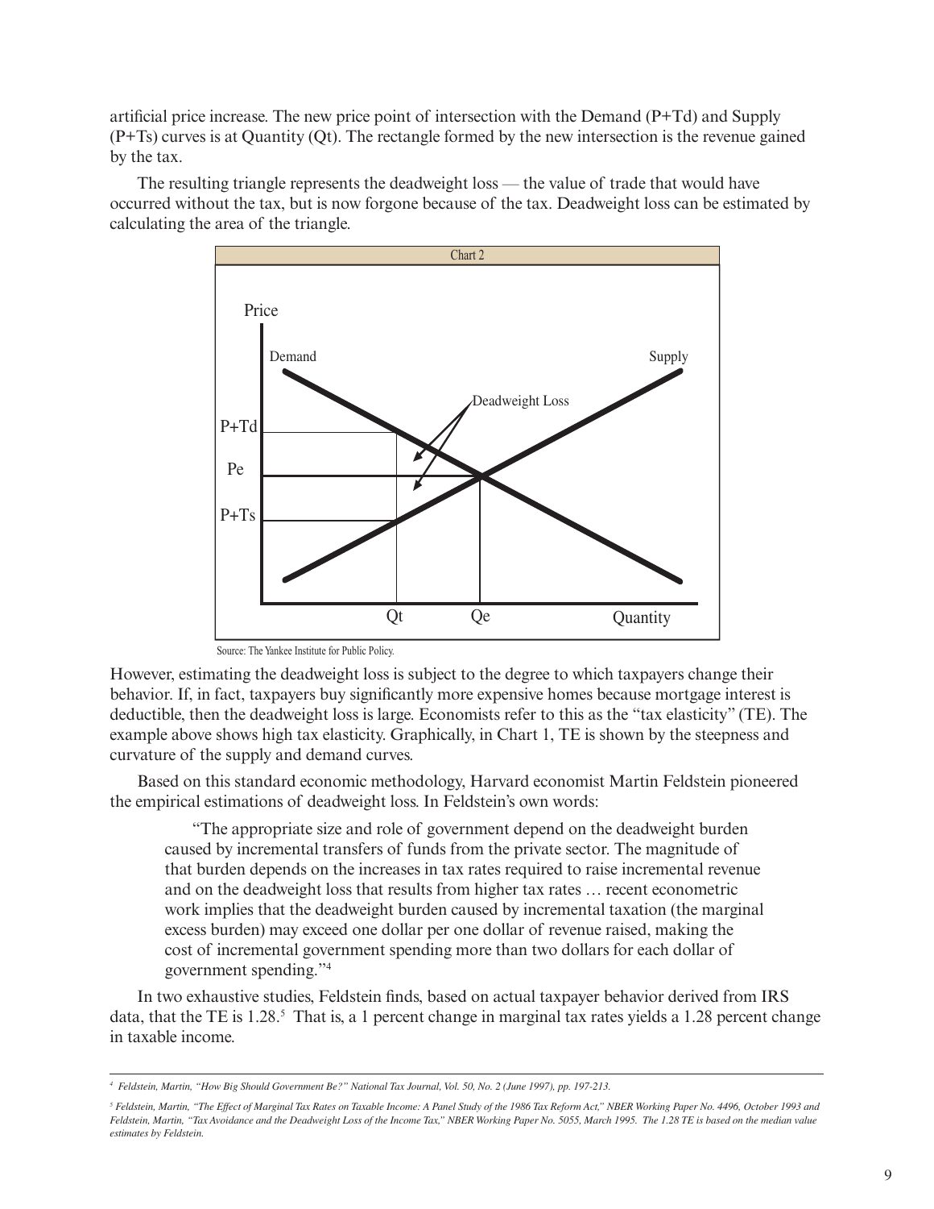artificial price increase. The new price point of intersection with the Demand (P+Td) and Supply (P+Ts) curves is at Quantity (Qt). The rectangle formed by the new intersection is the revenue gained by the tax.

The resulting triangle represents the deadweight loss — the value of trade that would have occurred without the tax, but is now forgone because of the tax. Deadweight loss can be estimated by calculating the area of the triangle.

Chart 2

Source: The Yankee Institute for Public Policy.

However, estimating the deadweight loss is subject to the degree to which taxpayers change their behavior. If, in fact, taxpayers buy significantly more expensive homes because mortgage interest is deductible, then the deadweight loss is large. Economists refer to this as the "tax elasticity" (TE). The example above shows high tax elasticity. Graphically, in Chart 1, TE is shown by the steepness and curvature of the supply and demand curves.

Based on this standard economic methodology, Harvard economist Martin Feldstein pioneered the empirical estimations of deadweight loss. In Feldstein's own words:

> "The appropriate size and role of government depend on the deadweight burden caused by incremental transfers of funds from the private sector. The magnitude of that burden depends on the increases in tax rates required to raise incremental revenue and on the deadweight loss that results from higher tax rates … recent econometric work implies that the deadweight burden caused by incremental taxation (the marginal excess burden) may exceed one dollar per one dollar of revenue raised, making the cost of incremental government spending more than two dollars for each dollar of government spending."[4]

In two exhaustive studies, Feldstein finds, based on actual taxpayer behavior derived from IRS data, that the TE is 1.28.[5] That is, a 1 percent change in marginal tax rates yields a 1.28 percent change in taxable income.

---

[4] *Feldstein, Martin, "How Big Should Government Be?" National Tax Journal, Vol. 50, No. 2 (June 1997), pp. 197-213.*

[5] *Feldstein, Martin, "The Effect of Marginal Tax Rates on Taxable Income: A Panel Study of the 1986 Tax Reform Act," NBER Working Paper No. 4496, October 1993 and Feldstein, Martin, "Tax Avoidance and the Deadweight Loss of the Income Tax," NBER Working Paper No. 5055, March 1995. The 1.28 TE is based on the median value estimates by Feldstein.*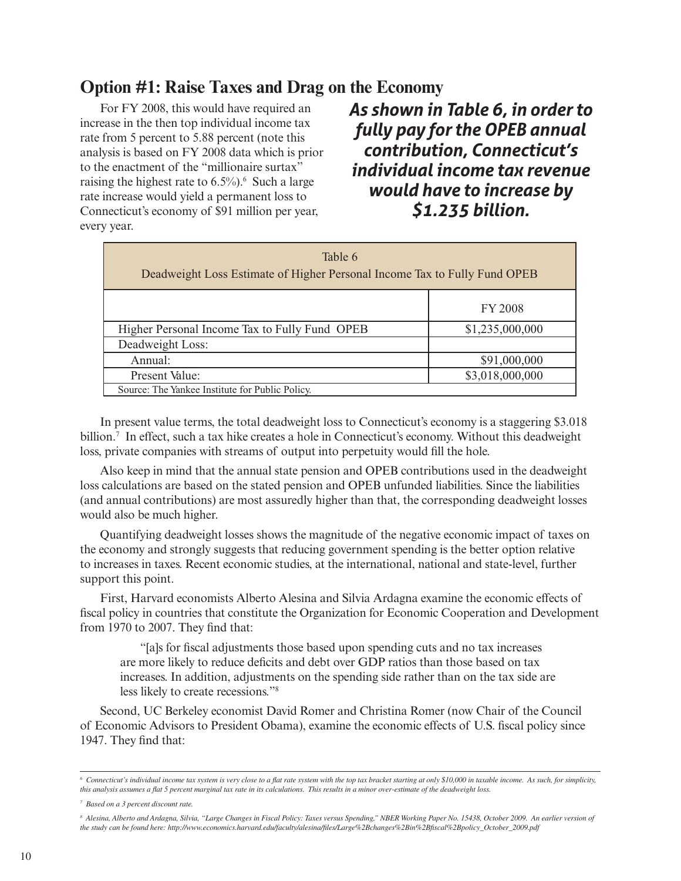## Option #1: Raise Taxes and Drag on the Economy

For FY 2008, this would have required an increase in the then top individual income tax rate from 5 percent to 5.88 percent (note this analysis is based on FY 2008 data which is prior to the enactment of the "millionaire surtax" raising the highest rate to 6.5%).[6] Such a large rate increase would yield a permanent loss to Connecticut's economy of $91 million per year, every year.

***As shown in Table 6, in order to fully pay for the OPEB annual contribution, Connecticut's individual income tax revenue would have to increase by $1.235 billion.***

| Table 6<br>Deadweight Loss Estimate of Higher Personal Income Tax to Fully Fund OPEB | |
|---|---|
| | FY 2008 |
| Higher Personal Income Tax to Fully Fund OPEB | $1,235,000,000 |
| Deadweight Loss: | |
| Annual: | $91,000,000 |
| Present Value: | $3,018,000,000 |
| Source: The Yankee Institute for Public Policy. | |

In present value terms, the total deadweight loss to Connecticut's economy is a staggering $3.018 billion.[7] In effect, such a tax hike creates a hole in Connecticut's economy. Without this deadweight loss, private companies with streams of output into perpetuity would fill the hole.

Also keep in mind that the annual state pension and OPEB contributions used in the deadweight loss calculations are based on the stated pension and OPEB unfunded liabilities. Since the liabilities (and annual contributions) are most assuredly higher than that, the corresponding deadweight losses would also be much higher.

Quantifying deadweight losses shows the magnitude of the negative economic impact of taxes on the economy and strongly suggests that reducing government spending is the better option relative to increases in taxes. Recent economic studies, at the international, national and state-level, further support this point.

First, Harvard economists Alberto Alesina and Silvia Ardagna examine the economic effects of fiscal policy in countries that constitute the Organization for Economic Cooperation and Development from 1970 to 2007. They find that:

> "[a]s for fiscal adjustments those based upon spending cuts and no tax increases are more likely to reduce deficits and debt over GDP ratios than those based on tax increases. In addition, adjustments on the spending side rather than on the tax side are less likely to create recessions."[8]

Second, UC Berkeley economist David Romer and Christina Romer (now Chair of the Council of Economic Advisors to President Obama), examine the economic effects of U.S. fiscal policy since 1947. They find that:

---

[6] *Connecticut's individual income tax system is very close to a flat rate system with the top tax bracket starting at only $10,000 in taxable income. As such, for simplicity, this analysis assumes a flat 5 percent marginal tax rate in its calculations. This results in a minor over-estimate of the deadweight loss.*

[7] *Based on a 3 percent discount rate.*

[8] *Alesina, Alberto and Ardagna, Silvia, "Large Changes in Fiscal Policy: Taxes versus Spending," NBER Working Paper No. 15438, October 2009. An earlier version of the study can be found here: http://www.economics.harvard.edu/faculty/alesina/files/Large%2Bchanges%2Bin%2Bfiscal%2Bpolicy_October_2009.pdf*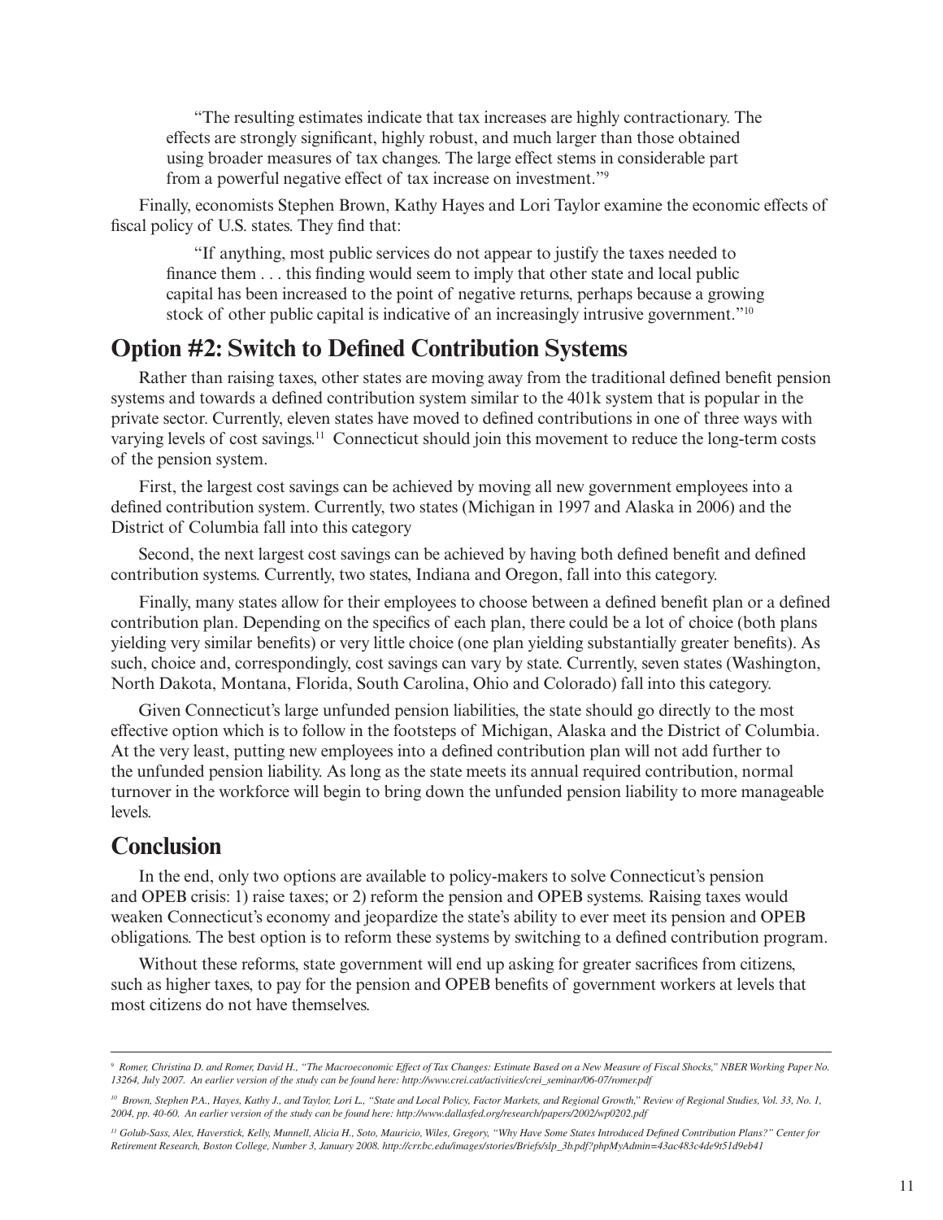> "The resulting estimates indicate that tax increases are highly contractionary. The effects are strongly significant, highly robust, and much larger than those obtained using broader measures of tax changes. The large effect stems in considerable part from a powerful negative effect of tax increase on investment."[9]

Finally, economists Stephen Brown, Kathy Hayes and Lori Taylor examine the economic effects of fiscal policy of U.S. states. They find that:

> "If anything, most public services do not appear to justify the taxes needed to finance them . . . this finding would seem to imply that other state and local public capital has been increased to the point of negative returns, perhaps because a growing stock of other public capital is indicative of an increasingly intrusive government."[10]

## Option #2: Switch to Defined Contribution Systems

Rather than raising taxes, other states are moving away from the traditional defined benefit pension systems and towards a defined contribution system similar to the 401k system that is popular in the private sector. Currently, eleven states have moved to defined contributions in one of three ways with varying levels of cost savings.[11] Connecticut should join this movement to reduce the long-term costs of the pension system.

First, the largest cost savings can be achieved by moving all new government employees into a defined contribution system. Currently, two states (Michigan in 1997 and Alaska in 2006) and the District of Columbia fall into this category

Second, the next largest cost savings can be achieved by having both defined benefit and defined contribution systems. Currently, two states, Indiana and Oregon, fall into this category.

Finally, many states allow for their employees to choose between a defined benefit plan or a defined contribution plan. Depending on the specifics of each plan, there could be a lot of choice (both plans yielding very similar benefits) or very little choice (one plan yielding substantially greater benefits). As such, choice and, correspondingly, cost savings can vary by state. Currently, seven states (Washington, North Dakota, Montana, Florida, South Carolina, Ohio and Colorado) fall into this category.

Given Connecticut's large unfunded pension liabilities, the state should go directly to the most effective option which is to follow in the footsteps of Michigan, Alaska and the District of Columbia. At the very least, putting new employees into a defined contribution plan will not add further to the unfunded pension liability. As long as the state meets its annual required contribution, normal turnover in the workforce will begin to bring down the unfunded pension liability to more manageable levels.

## Conclusion

In the end, only two options are available to policy-makers to solve Connecticut's pension and OPEB crisis: 1) raise taxes; or 2) reform the pension and OPEB systems. Raising taxes would weaken Connecticut's economy and jeopardize the state's ability to ever meet its pension and OPEB obligations. The best option is to reform these systems by switching to a defined contribution program.

Without these reforms, state government will end up asking for greater sacrifices from citizens, such as higher taxes, to pay for the pension and OPEB benefits of government workers at levels that most citizens do not have themselves.

---

*[9] Romer, Christina D. and Romer, David H., "The Macroeconomic Effect of Tax Changes: Estimate Based on a New Measure of Fiscal Shocks," NBER Working Paper No. 13264, July 2007. An earlier version of the study can be found here: http://www.crei.cat/activities/crei_seminar/06-07/romer.pdf*

*[10] Brown, Stephen P.A., Hayes, Kathy J., and Taylor, Lori L., "State and Local Policy, Factor Markets, and Regional Growth," Review of Regional Studies, Vol. 33, No. 1, 2004, pp. 40-60. An earlier version of the study can be found here: http://www.dallasfed.org/research/papers/2002/wp0202.pdf*

*[11] Golub-Sass, Alex, Haverstick, Kelly, Munnell, Alicia H., Soto, Mauricio, Wiles, Gregory, "Why Have Some States Introduced Defined Contribution Plans?" Center for Retirement Research, Boston College, Number 3, January 2008. http://crr.bc.edu/images/stories/Briefs/slp_3b.pdf?phpMyAdmin=43ac483c4de9t51d9eb41*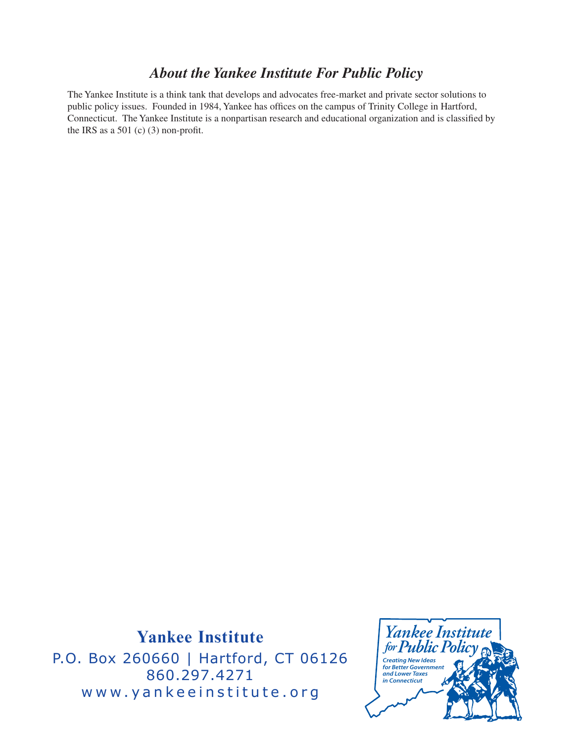## *About the Yankee Institute For Public Policy*

The Yankee Institute is a think tank that develops and advocates free-market and private sector solutions to public policy issues. Founded in 1984, Yankee has offices on the campus of Trinity College in Hartford, Connecticut. The Yankee Institute is a nonpartisan research and educational organization and is classified by the IRS as a 501 (c) (3) non-profit.

**Yankee Institute**

P.O. Box 260660 | Hartford, CT 06126

860.297.4271

www.yankeeinstitute.org

*Yankee Institute for Public Policy*

*Creating New Ideas for Better Government and Lower Taxes in Connecticut*